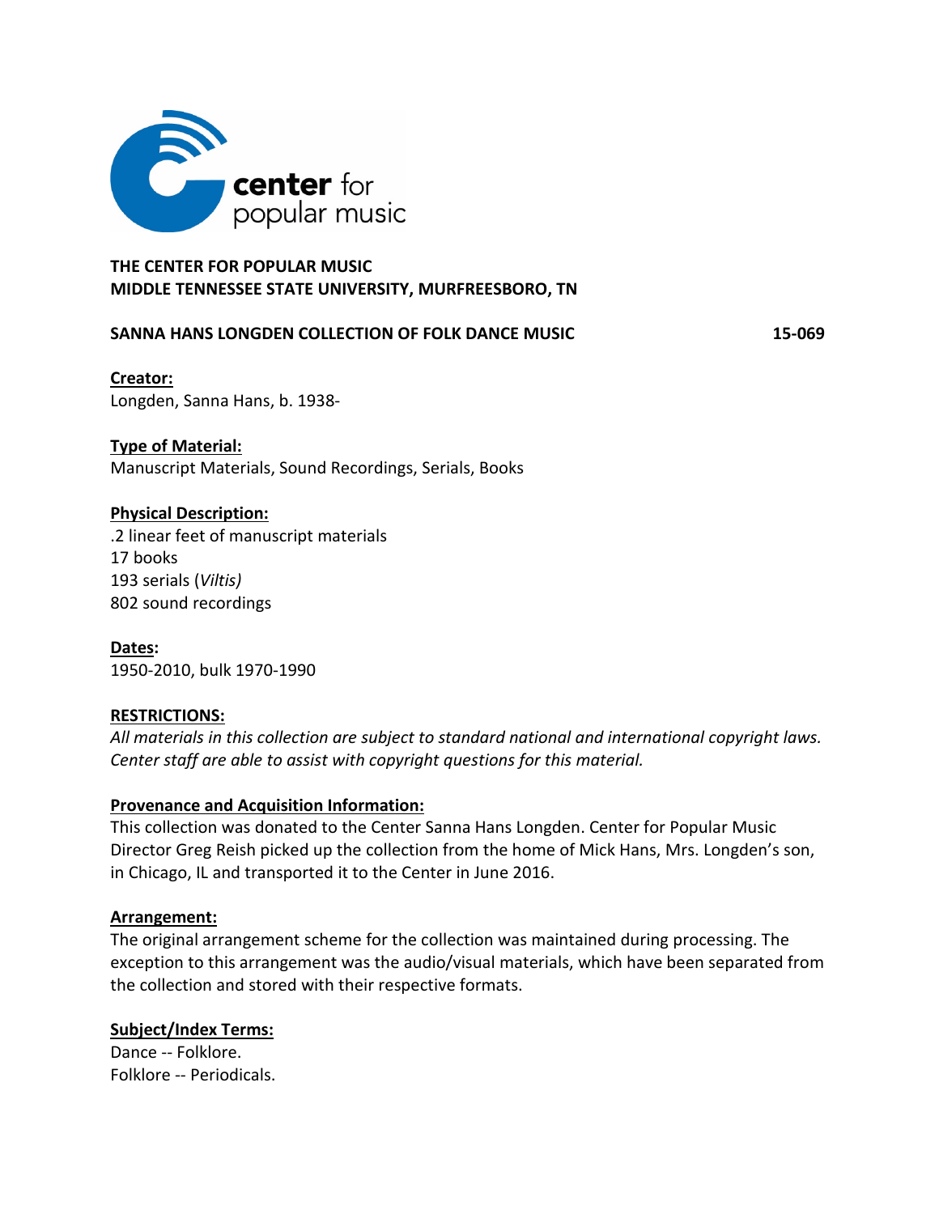THE CENTER FOR POPULAR MUSIC
MIDDLE TENNESSEE STATE UNIVERSITY, MURFREESBORO, TN

**SANNA HANS LONGDEN COLLECTION OF FOLK DANCE MUSIC** **15-069**

**Creator:**
Longden, Sanna Hans, b. 1938-

**Type of Material:**
Manuscript Materials, Sound Recordings, Serials, Books

**Physical Description:**
.2 linear feet of manuscript materials
17 books
193 serials (*Viltis)*
802 sound recordings

**Dates:**
1950-2010, bulk 1970-1990

**RESTRICTIONS:**
*All materials in this collection are subject to standard national and international copyright laws. Center staff are able to assist with copyright questions for this material.*

**Provenance and Acquisition Information:**
This collection was donated to the Center Sanna Hans Longden. Center for Popular Music Director Greg Reish picked up the collection from the home of Mick Hans, Mrs. Longden's son, in Chicago, IL and transported it to the Center in June 2016.

**Arrangement:**
The original arrangement scheme for the collection was maintained during processing. The exception to this arrangement was the audio/visual materials, which have been separated from the collection and stored with their respective formats.

**Subject/Index Terms:**
Dance -- Folklore.
Folklore -- Periodicals.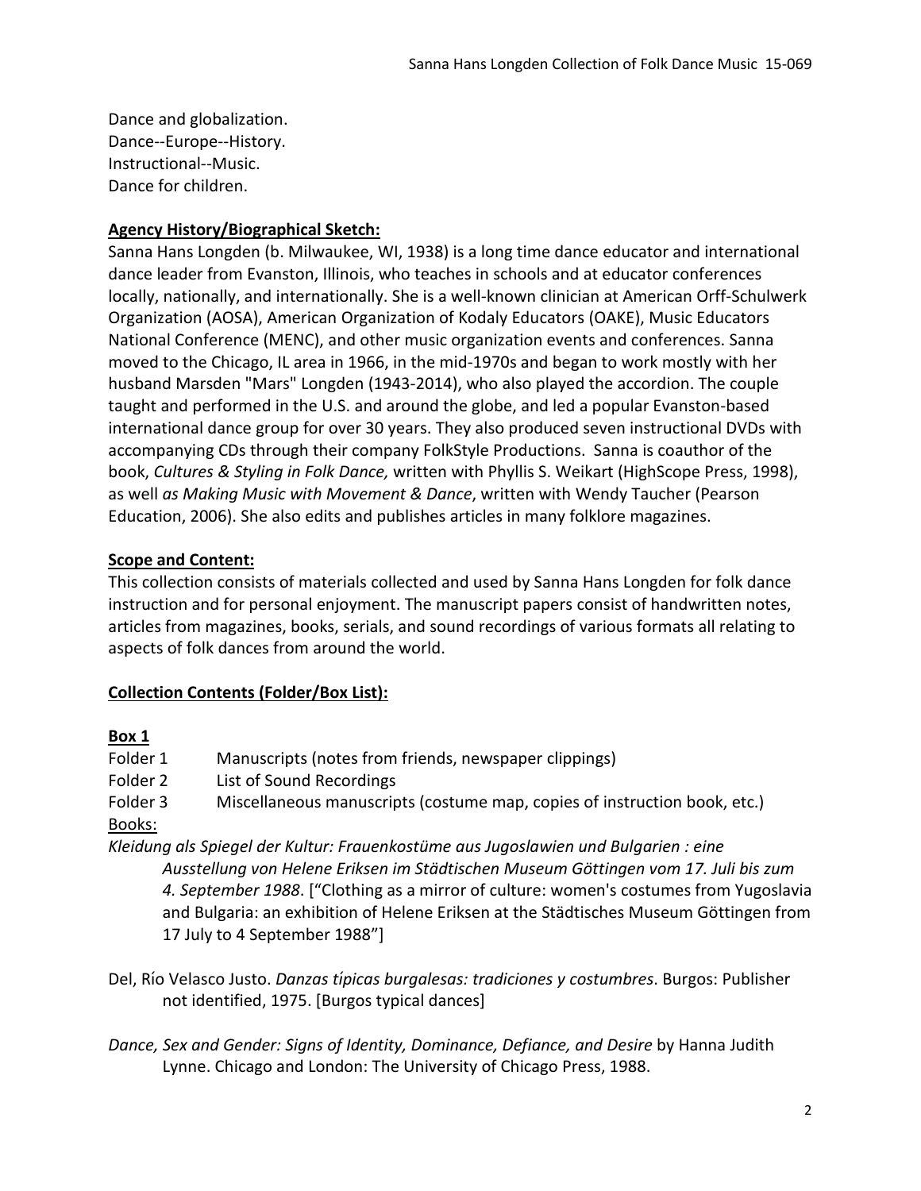Dance and globalization.
Dance--Europe--History.
Instructional--Music.
Dance for children.

**Agency History/Biographical Sketch:**

Sanna Hans Longden (b. Milwaukee, WI, 1938) is a long time dance educator and international dance leader from Evanston, Illinois, who teaches in schools and at educator conferences locally, nationally, and internationally. She is a well-known clinician at American Orff-Schulwerk Organization (AOSA), American Organization of Kodaly Educators (OAKE), Music Educators National Conference (MENC), and other music organization events and conferences. Sanna moved to the Chicago, IL area in 1966, in the mid-1970s and began to work mostly with her husband Marsden "Mars" Longden (1943-2014), who also played the accordion. The couple taught and performed in the U.S. and around the globe, and led a popular Evanston-based international dance group for over 30 years. They also produced seven instructional DVDs with accompanying CDs through their company FolkStyle Productions. Sanna is coauthor of the book, *Cultures & Styling in Folk Dance,* written with Phyllis S. Weikart (HighScope Press, 1998), as well *as Making Music with Movement & Dance*, written with Wendy Taucher (Pearson Education, 2006). She also edits and publishes articles in many folklore magazines.

**Scope and Content:**

This collection consists of materials collected and used by Sanna Hans Longden for folk dance instruction and for personal enjoyment. The manuscript papers consist of handwritten notes, articles from magazines, books, serials, and sound recordings of various formats all relating to aspects of folk dances from around the world.

**Collection Contents (Folder/Box List):**

**Box 1**

Folder 1 Manuscripts (notes from friends, newspaper clippings)
Folder 2 List of Sound Recordings
Folder 3 Miscellaneous manuscripts (costume map, copies of instruction book, etc.)

Books:

*Kleidung als Spiegel der Kultur: Frauenkostüme aus Jugoslawien und Bulgarien : eine Ausstellung von Helene Eriksen im Städtischen Museum Göttingen vom 17. Juli bis zum 4. September 1988*. ["Clothing as a mirror of culture: women's costumes from Yugoslavia and Bulgaria: an exhibition of Helene Eriksen at the Städtisches Museum Göttingen from 17 July to 4 September 1988"]

Del, Río Velasco Justo. *Danzas típicas burgalesas: tradiciones y costumbres*. Burgos: Publisher not identified, 1975. [Burgos typical dances]

*Dance, Sex and Gender: Signs of Identity, Dominance, Defiance, and Desire* by Hanna Judith Lynne. Chicago and London: The University of Chicago Press, 1988.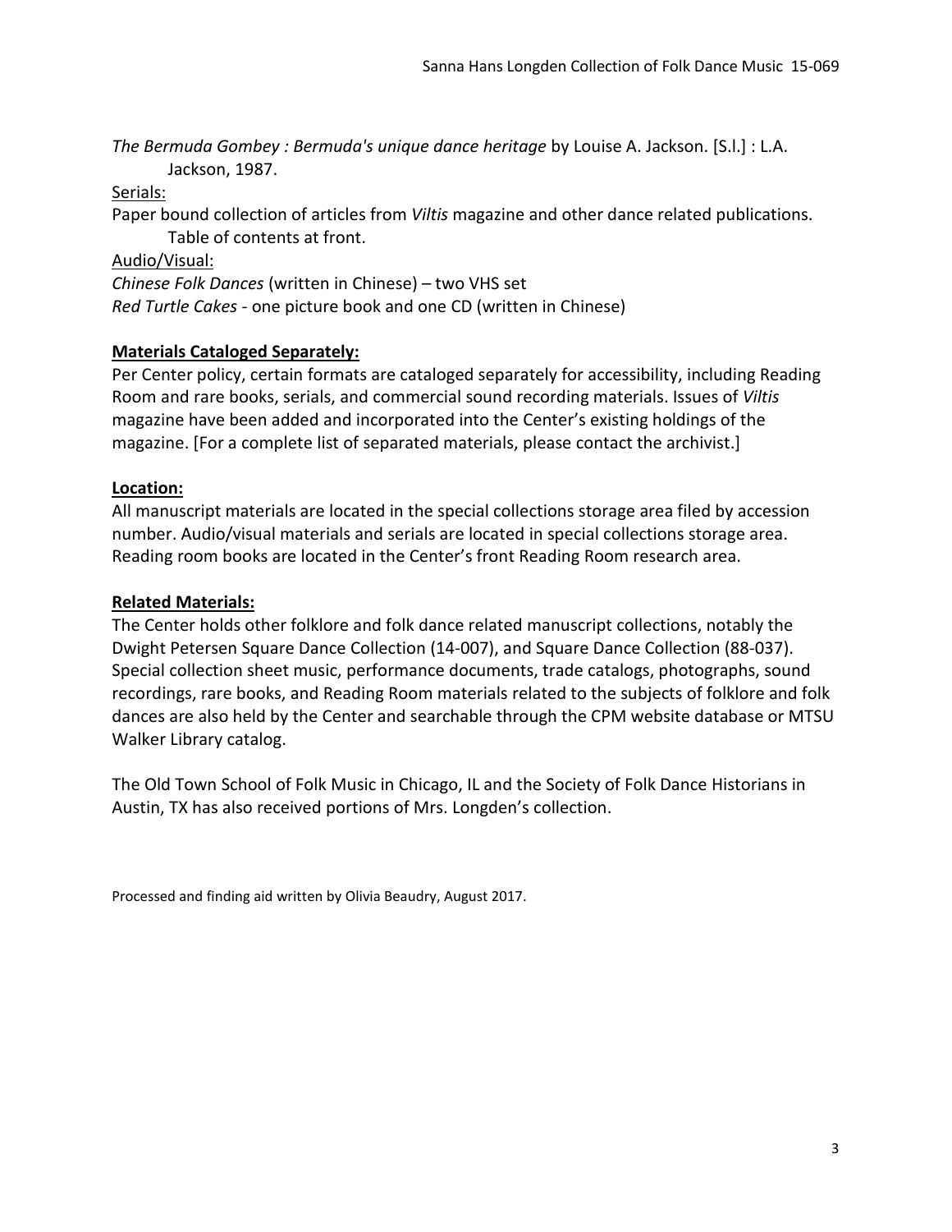*The Bermuda Gombey : Bermuda's unique dance heritage* by Louise A. Jackson. [S.l.] : L.A. Jackson, 1987.

Serials:

Paper bound collection of articles from *Viltis* magazine and other dance related publications. Table of contents at front.

Audio/Visual:

*Chinese Folk Dances* (written in Chinese) – two VHS set

*Red Turtle Cakes* - one picture book and one CD (written in Chinese)

**Materials Cataloged Separately:**

Per Center policy, certain formats are cataloged separately for accessibility, including Reading Room and rare books, serials, and commercial sound recording materials. Issues of *Viltis* magazine have been added and incorporated into the Center's existing holdings of the magazine. [For a complete list of separated materials, please contact the archivist.]

**Location:**

All manuscript materials are located in the special collections storage area filed by accession number. Audio/visual materials and serials are located in special collections storage area. Reading room books are located in the Center's front Reading Room research area.

**Related Materials:**

The Center holds other folklore and folk dance related manuscript collections, notably the Dwight Petersen Square Dance Collection (14-007), and Square Dance Collection (88-037). Special collection sheet music, performance documents, trade catalogs, photographs, sound recordings, rare books, and Reading Room materials related to the subjects of folklore and folk dances are also held by the Center and searchable through the CPM website database or MTSU Walker Library catalog.

The Old Town School of Folk Music in Chicago, IL and the Society of Folk Dance Historians in Austin, TX has also received portions of Mrs. Longden's collection.

Processed and finding aid written by Olivia Beaudry, August 2017.